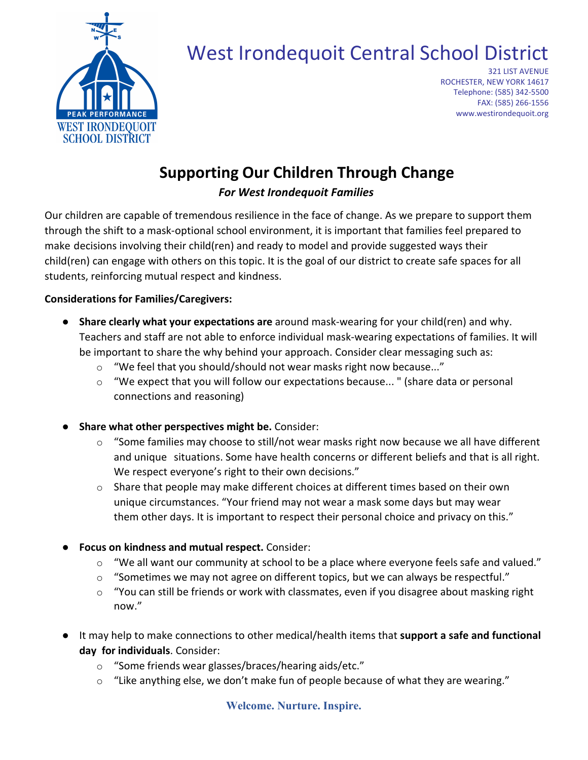# West Irondequoit Central School District

321 LIST AVENUE
ROCHESTER, NEW YORK 14617
Telephone: (585) 342-5500
FAX: (585) 266-1556
www.westirondequoit.org

## Supporting Our Children Through Change

***For West Irondequoit Families***

Our children are capable of tremendous resilience in the face of change. As we prepare to support them through the shift to a mask-optional school environment, it is important that families feel prepared to make decisions involving their child(ren) and ready to model and provide suggested ways their child(ren) can engage with others on this topic. It is the goal of our district to create safe spaces for all students, reinforcing mutual respect and kindness.

**Considerations for Families/Caregivers:**

- **Share clearly what your expectations are** around mask-wearing for your child(ren) and why. Teachers and staff are not able to enforce individual mask-wearing expectations of families. It will be important to share the why behind your approach. Consider clear messaging such as:
  - "We feel that you should/should not wear masks right now because..."
  - "We expect that you will follow our expectations because... " (share data or personal connections and reasoning)

- **Share what other perspectives might be.** Consider:
  - "Some families may choose to still/not wear masks right now because we all have different and unique situations. Some have health concerns or different beliefs and that is all right. We respect everyone's right to their own decisions."
  - Share that people may make different choices at different times based on their own unique circumstances. "Your friend may not wear a mask some days but may wear them other days. It is important to respect their personal choice and privacy on this."

- **Focus on kindness and mutual respect.** Consider:
  - "We all want our community at school to be a place where everyone feels safe and valued."
  - "Sometimes we may not agree on different topics, but we can always be respectful."
  - "You can still be friends or work with classmates, even if you disagree about masking right now."

- It may help to make connections to other medical/health items that **support a safe and functional day for individuals**. Consider:
  - "Some friends wear glasses/braces/hearing aids/etc."
  - "Like anything else, we don't make fun of people because of what they are wearing."

**Welcome. Nurture. Inspire.**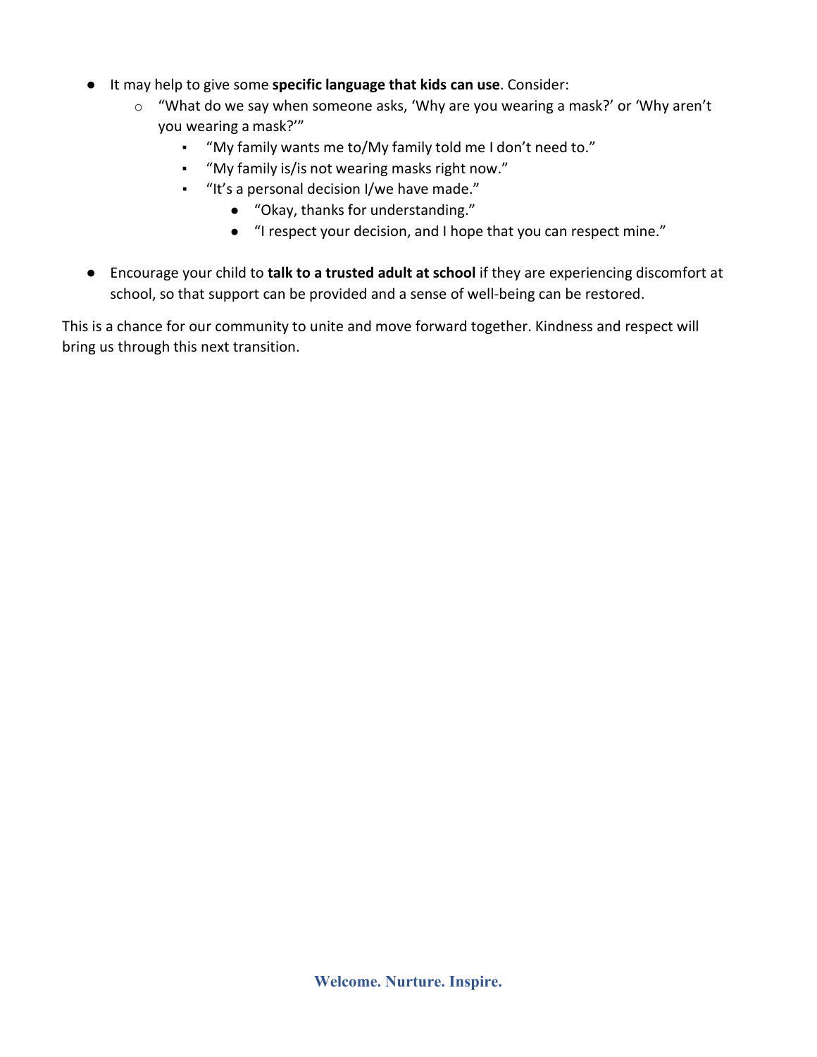- It may help to give some **specific language that kids can use**. Consider:
  - "What do we say when someone asks, 'Why are you wearing a mask?' or 'Why aren't you wearing a mask?'"
    - "My family wants me to/My family told me I don't need to."
    - "My family is/is not wearing masks right now."
    - "It's a personal decision I/we have made."
      - "Okay, thanks for understanding."
      - "I respect your decision, and I hope that you can respect mine."

- Encourage your child to **talk to a trusted adult at school** if they are experiencing discomfort at school, so that support can be provided and a sense of well-being can be restored.

This is a chance for our community to unite and move forward together. Kindness and respect will bring us through this next transition.